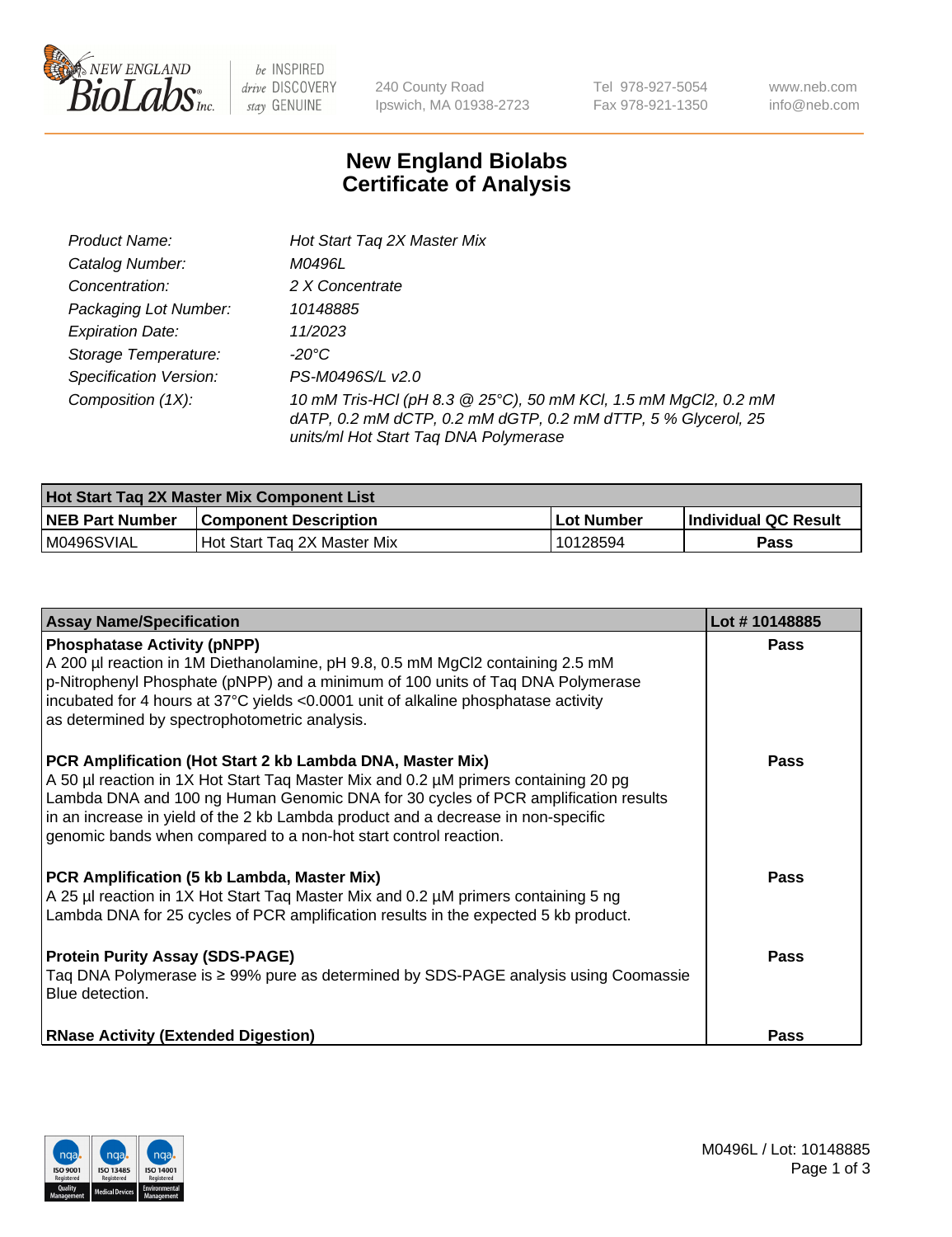New England BioLabs Inc. — be INSPIRED drive DISCOVERY stay GENUINE

240 County Road
Ipswich, MA 01938-2723

Tel 978-927-5054
Fax 978-921-1350

www.neb.com
info@neb.com

# New England Biolabs
# Certificate of Analysis

| | |
|---|---|
| *Product Name:* | *Hot Start Taq 2X Master Mix* |
| *Catalog Number:* | *M0496L* |
| *Concentration:* | *2 X Concentrate* |
| *Packaging Lot Number:* | *10148885* |
| *Expiration Date:* | *11/2023* |
| *Storage Temperature:* | *-20°C* |
| *Specification Version:* | *PS-M0496S/L v2.0* |
| *Composition (1X):* | *10 mM Tris-HCl (pH 8.3 @ 25°C), 50 mM KCl, 1.5 mM MgCl2, 0.2 mM dATP, 0.2 mM dCTP, 0.2 mM dGTP, 0.2 mM dTTP, 5 % Glycerol, 25 units/ml Hot Start Taq DNA Polymerase* |

| **Hot Start Taq 2X Master Mix Component List** | | | |
|---|---|---|---|
| **NEB Part Number** | **Component Description** | **Lot Number** | **Individual QC Result** |
| M0496SVIAL | Hot Start Taq 2X Master Mix | 10128594 | **Pass** |

| **Assay Name/Specification** | **Lot # 10148885** |
|---|---|
| **Phosphatase Activity (pNPP)**<br>A 200 µl reaction in 1M Diethanolamine, pH 9.8, 0.5 mM MgCl2 containing 2.5 mM p-Nitrophenyl Phosphate (pNPP) and a minimum of 100 units of Taq DNA Polymerase incubated for 4 hours at 37°C yields <0.0001 unit of alkaline phosphatase activity as determined by spectrophotometric analysis. | **Pass** |
| **PCR Amplification (Hot Start 2 kb Lambda DNA, Master Mix)**<br>A 50 µl reaction in 1X Hot Start Taq Master Mix and 0.2 µM primers containing 20 pg Lambda DNA and 100 ng Human Genomic DNA for 30 cycles of PCR amplification results in an increase in yield of the 2 kb Lambda product and a decrease in non-specific genomic bands when compared to a non-hot start control reaction. | **Pass** |
| **PCR Amplification (5 kb Lambda, Master Mix)**<br>A 25 µl reaction in 1X Hot Start Taq Master Mix and 0.2 µM primers containing 5 ng Lambda DNA for 25 cycles of PCR amplification results in the expected 5 kb product. | **Pass** |
| **Protein Purity Assay (SDS-PAGE)**<br>Taq DNA Polymerase is ≥ 99% pure as determined by SDS-PAGE analysis using Coomassie Blue detection. | **Pass** |
| **RNase Activity (Extended Digestion)** | **Pass** |

M0496L / Lot: 10148885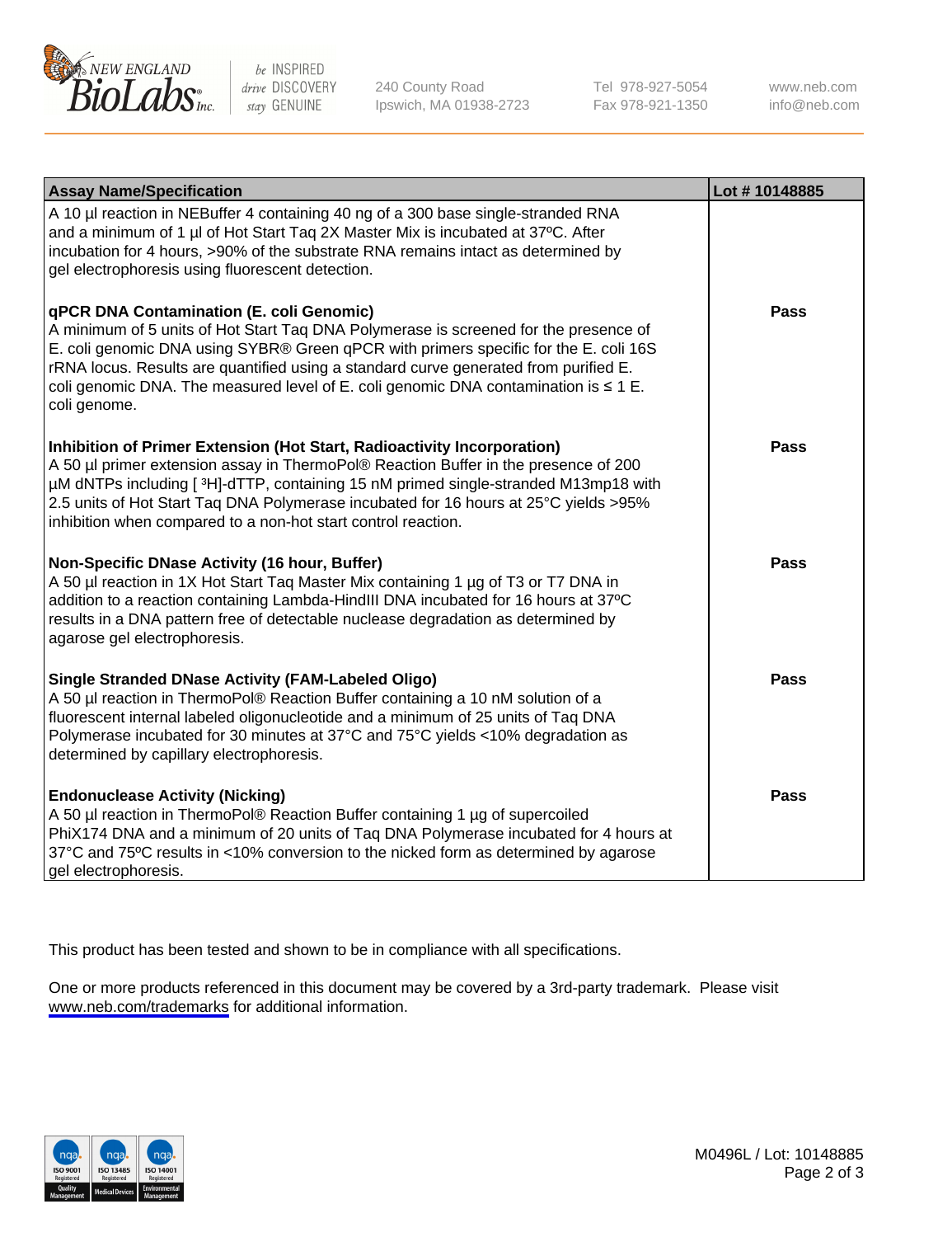| Assay Name/Specification | Lot # 10148885 |
|---|---|
| A 10 µl reaction in NEBuffer 4 containing 40 ng of a 300 base single-stranded RNA and a minimum of 1 µl of Hot Start Taq 2X Master Mix is incubated at 37ºC. After incubation for 4 hours, >90% of the substrate RNA remains intact as determined by gel electrophoresis using fluorescent detection. | |
| **qPCR DNA Contamination (E. coli Genomic)**<br>A minimum of 5 units of Hot Start Taq DNA Polymerase is screened for the presence of E. coli genomic DNA using SYBR® Green qPCR with primers specific for the E. coli 16S rRNA locus. Results are quantified using a standard curve generated from purified E. coli genomic DNA. The measured level of E. coli genomic DNA contamination is ≤ 1 E. coli genome. | **Pass** |
| **Inhibition of Primer Extension (Hot Start, Radioactivity Incorporation)**<br>A 50 µl primer extension assay in ThermoPol® Reaction Buffer in the presence of 200 µM dNTPs including [ $^{3}$H]-dTTP, containing 15 nM primed single-stranded M13mp18 with 2.5 units of Hot Start Taq DNA Polymerase incubated for 16 hours at 25°C yields >95% inhibition when compared to a non-hot start control reaction. | **Pass** |
| **Non-Specific DNase Activity (16 hour, Buffer)**<br>A 50 µl reaction in 1X Hot Start Taq Master Mix containing 1 µg of T3 or T7 DNA in addition to a reaction containing Lambda-HindIII DNA incubated for 16 hours at 37ºC results in a DNA pattern free of detectable nuclease degradation as determined by agarose gel electrophoresis. | **Pass** |
| **Single Stranded DNase Activity (FAM-Labeled Oligo)**<br>A 50 µl reaction in ThermoPol® Reaction Buffer containing a 10 nM solution of a fluorescent internal labeled oligonucleotide and a minimum of 25 units of Taq DNA Polymerase incubated for 30 minutes at 37°C and 75°C yields <10% degradation as determined by capillary electrophoresis. | **Pass** |
| **Endonuclease Activity (Nicking)**<br>A 50 µl reaction in ThermoPol® Reaction Buffer containing 1 µg of supercoiled PhiX174 DNA and a minimum of 20 units of Taq DNA Polymerase incubated for 4 hours at 37°C and 75ºC results in <10% conversion to the nicked form as determined by agarose gel electrophoresis. | **Pass** |

This product has been tested and shown to be in compliance with all specifications.

One or more products referenced in this document may be covered by a 3rd-party trademark. Please visit www.neb.com/trademarks for additional information.

M0496L / Lot: 10148885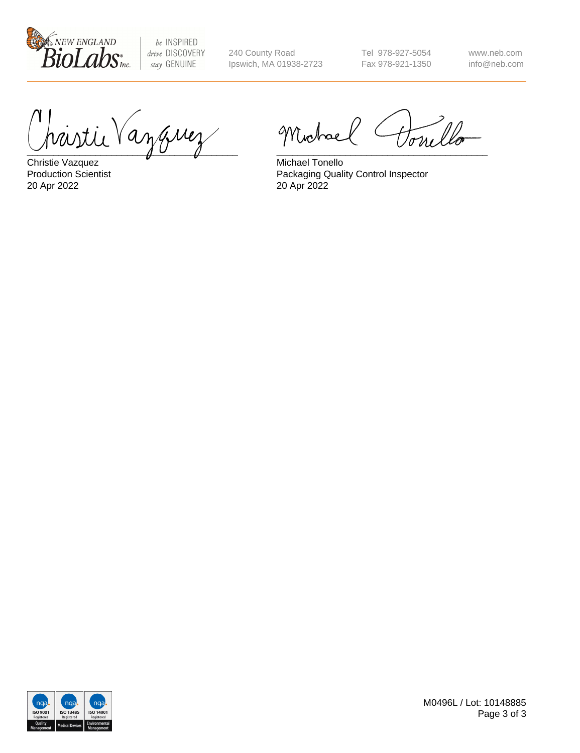Christie Vazquez
Production Scientist
20 Apr 2022

Michael Tonello
Packaging Quality Control Inspector
20 Apr 2022